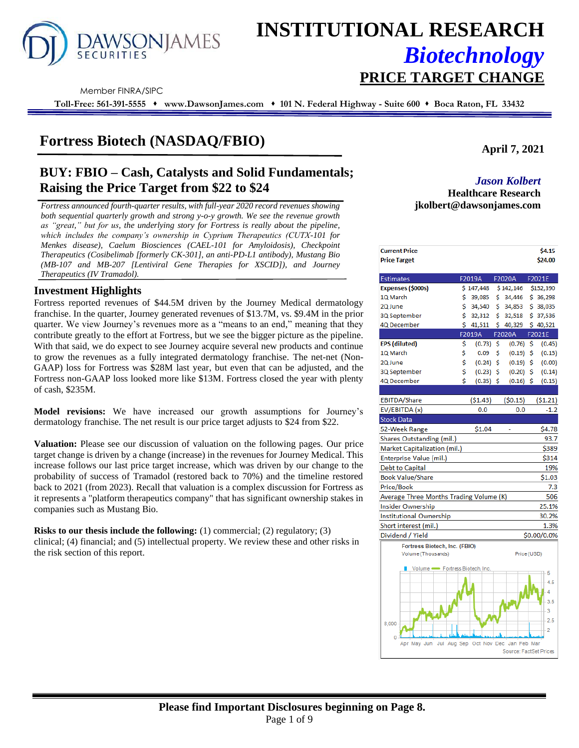# INSTITUTIONAL RESEARCH

## *Biotechnology*

## PRICE TARGET CHANGE

Member FINRA/SIPC

**Toll-Free: 561-391-5555 ♦ www.DawsonJames.com ♦ 101 N. Federal Highway - Suite 600 ♦ Boca Raton, FL 33432**

# Fortress Biotech (NASDAQ/FBIO)

**April 7, 2021**

## BUY: FBIO – Cash, Catalysts and Solid Fundamentals; Raising the Price Target from $22 to $24

***Jason Kolbert***
**Healthcare Research**
**jkolbert@dawsonjames.com**

*Fortress announced fourth-quarter results, with full-year 2020 record revenues showing both sequential quarterly growth and strong y-o-y growth. We see the revenue growth as "great," but for us, the underlying story for Fortress is really about the pipeline, which includes the company's ownership in Cyprium Therapeutics (CUTX-101 for Menkes disease), Caelum Biosciences (CAEL-101 for Amyloidosis), Checkpoint Therapeutics (Cosibelimab [formerly CK-301], an anti-PD-L1 antibody), Mustang Bio (MB-107 and MB-207 [Lentiviral Gene Therapies for XSCID]), and Journey Therapeutics (IV Tramadol).*

### Investment Highlights

Fortress reported revenues of $44.5M driven by the Journey Medical dermatology franchise. In the quarter, Journey generated revenues of $13.7M, vs. $9.4M in the prior quarter. We view Journey's revenues more as a "means to an end," meaning that they contribute greatly to the effort at Fortress, but we see the bigger picture as the pipeline. With that said, we do expect to see Journey acquire several new products and continue to grow the revenues as a fully integrated dermatology franchise. The net-net (Non-GAAP) loss for Fortress was $28M last year, but even that can be adjusted, and the Fortress non-GAAP loss looked more like $13M. Fortress closed the year with plenty of cash, $235M.

**Model revisions:** We have increased our growth assumptions for Journey's dermatology franchise. The net result is our price target adjusts to $24 from $22.

**Valuation:** Please see our discussion of valuation on the following pages. Our price target change is driven by a change (increase) in the revenues for Journey Medical. This increase follows our last price target increase, which was driven by our change to the probability of success of Tramadol (restored back to 70%) and the timeline restored back to 2021 (from 2023). Recall that valuation is a complex discussion for Fortress as it represents a "platform therapeutics company" that has significant ownership stakes in companies such as Mustang Bio.

**Risks to our thesis include the following:** (1) commercial; (2) regulatory; (3) clinical; (4) financial; and (5) intellectual property. We review these and other risks in the risk section of this report.

| | |
|---|---|
| **Current Price** | **$4.15** |
| **Price Target** | **$24.00** |

| Estimates | F2019A | F2020A | F2021E |
|---|---|---|---|
| **Expenses ($000s)** | $ 147,448 | $ 142,146 | $152,390 |
| 1Q March | $ 39,085 | $ 34,446 | $ 36,298 |
| 2Q June | $ 34,540 | $ 34,853 | $ 38,035 |
| 3Q September | $ 32,312 | $ 32,518 | $ 37,536 |
| 4Q December | $ 41,511 | $ 40,329 | $ 40,521 |
| | **F2019A** | **F2020A** | **F2021E** |
| **EPS (diluted)** | $ (0.73) | $ (0.76) | $ (0.45) |
| 1Q March | $ 0.09 | $ (0.19) | $ (0.15) |
| 2Q June | $ (0.24) | $ (0.19) | $ (0.00) |
| 3Q September | $ (0.23) | $ (0.20) | $ (0.14) |
| 4Q December | $ (0.35) | $ (0.16) | $ (0.15) |
| EBITDA/Share | ($1.43) | ($0.15) | ($1.21) |
| EV/EBITDA (x) | 0.0 | 0.0 | -1.2 |

| Stock Data | |
|---|---|
| 52-Week Range | $1.04 - $4.78 |
| Shares Outstanding (mil.) | 93.7 |
| Market Capitalization (mil.) | $389 |
| Enterprise Value (mil.) | $314 |
| Debt to Capital | 19% |
| Book Value/Share | $1.03 |
| Price/Book | 7.3 |
| Average Three Months Trading Volume (K) | 506 |
| Insider Ownership | 25.1% |
| Institutional Ownership | 30.2% |
| Short interest (mil.) | 1.3% |
| Dividend / Yield | $0.00/0.0% |

Fortress Biotech, Inc. (FBIO)
Volume (Thousands) — Price (USD)
Source: FactSet Prices

**Please find Important Disclosures beginning on Page 8.**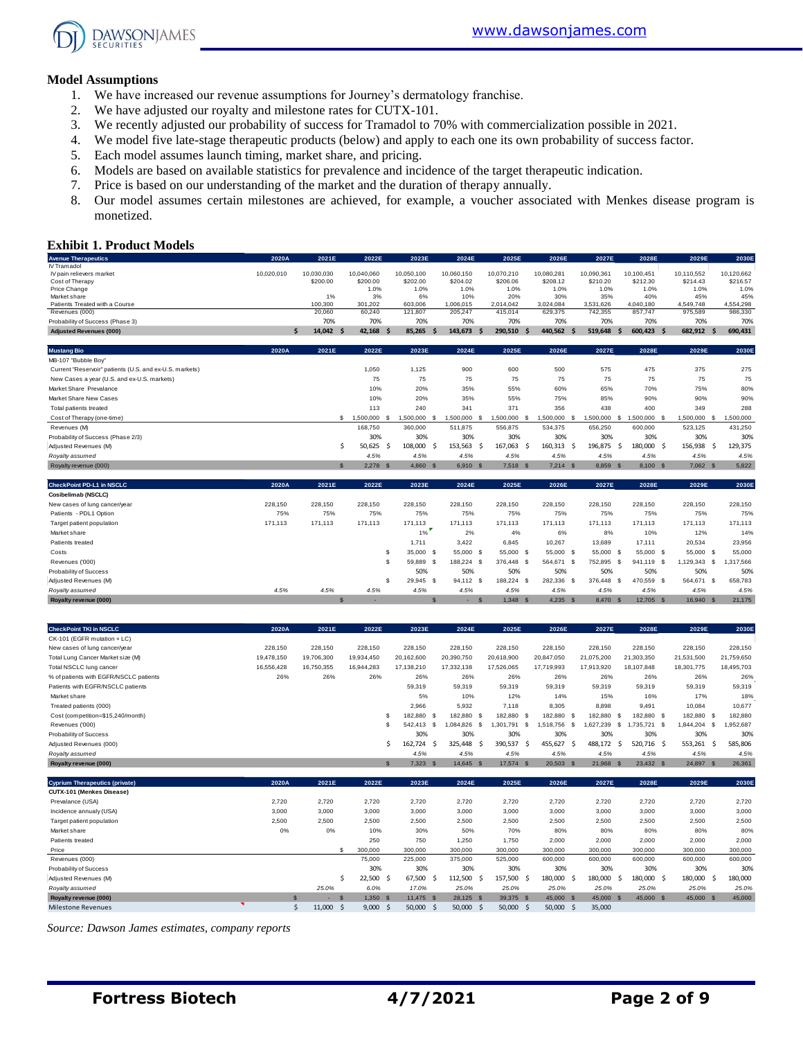### Model Assumptions

1. We have increased our revenue assumptions for Journey's dermatology franchise.
2. We have adjusted our royalty and milestone rates for CUTX-101.
3. We recently adjusted our probability of success for Tramadol to 70% with commercialization possible in 2021.
4. We model five late-stage therapeutic products (below) and apply to each one its own probability of success factor.
5. Each model assumes launch timing, market share, and pricing.
6. Models are based on available statistics for prevalence and incidence of the target therapeutic indication.
7. Price is based on our understanding of the market and the duration of therapy annually.
8. Our model assumes certain milestones are achieved, for example, a voucher associated with Menkes disease program is monetized.

### Exhibit 1. Product Models

| Avenue Therapeutics | 2020A | 2021E | 2022E | 2023E | 2024E | 2025E | 2026E | 2027E | 2028E | 2029E | 2030E |
|---|---|---|---|---|---|---|---|---|---|---|---|
| IV Tramadol | | | | | | | | | | | |
| IV pain relievers market | 10,020,010 | 10,030,030 | 10,040,060 | 10,050,100 | 10,060,150 | 10,070,210 | 10,080,281 | 10,090,361 | 10,100,451 | 10,110,552 | 10,120,662 |
| Cost of Therapy | | $200.00 | $200.00 | $202.00 | $204.02 | $206.06 | $208.12 | $210.20 | $212.30 | $214.43 | $216.57 |
| Price Change | | | 1.0% | 1.0% | 1.0% | 1.0% | 1.0% | 1.0% | 1.0% | 1.0% | 1.0% |
| Market share | | 1% | 3% | 6% | 10% | 20% | 30% | 35% | 40% | 45% | 45% |
| Patients Treated with a Course | | 100,300 | 301,202 | 603,006 | 1,006,015 | 2,014,042 | 3,024,084 | 3,531,626 | 4,040,180 | 4,549,748 | 4,554,298 |
| Revenues (000) | | 20,060 | 60,240 | 121,807 | 205,247 | 415,014 | 629,375 | 742,355 | 857,747 | 975,589 | 986,330 |
| Probability of Success (Phase 3) | | 70% | 70% | 70% | 70% | 70% | 70% | 70% | 70% | 70% | 70% |
| Adjusted Revenues (000) | | $ 14,042 | $ 42,168 | $ 85,265 | $ 143,673 | $ 290,510 | $ 440,562 | $ 519,648 | $ 600,423 | $ 682,912 | $ 690,431 |

| Mustang Bio | 2020A | 2021E | 2022E | 2023E | 2024E | 2025E | 2026E | 2027E | 2028E | 2029E | 2030E |
|---|---|---|---|---|---|---|---|---|---|---|---|
| MB-107 "Bubble Boy" | | | | | | | | | | | |
| Current "Reservoir" patients (U.S. and ex-U.S. markets) | | | 1,050 | 1,125 | 900 | 600 | 500 | 575 | 475 | 375 | 275 |
| New Cases a year (U.S. and ex-U.S. markets) | | | 75 | 75 | 75 | 75 | 75 | 75 | 75 | 75 | 75 |
| Market Share Prevalance | | | 10% | 20% | 35% | 55% | 60% | 65% | 70% | 75% | 80% |
| Market Share New Cases | | | 10% | 20% | 35% | 55% | 75% | 85% | 90% | 90% | 90% |
| Total patients treated | | | 113 | 240 | 341 | 371 | 356 | 438 | 400 | 349 | 288 |
| Cost of Therapy (one-time) | | | $ 1,500,000 | $ 1,500,000 | $ 1,500,000 | $ 1,500,000 | $ 1,500,000 | $ 1,500,000 | $ 1,500,000 | $ 1,500,000 | $ 1,500,000 |
| Revenues (M) | | | 168,750 | 360,000 | 511,875 | 556,875 | 534,375 | 656,250 | 600,000 | 523,125 | 431,250 |
| Probability of Success (Phase 2/3) | | | 30% | 30% | 30% | 30% | 30% | 30% | 30% | 30% | 30% |
| Adjusted Revenues (M) | | | $ 50,625 | $ 108,000 | $ 153,563 | $ 167,063 | $ 160,313 | $ 196,875 | $ 180,000 | $ 156,938 | $ 129,375 |
| *Royalty assumed* | | | *4.5%* | *4.5%* | *4.5%* | *4.5%* | *4.5%* | *4.5%* | *4.5%* | *4.5%* | *4.5%* |
| Royalty revenue (000) | | | $ 2,278 | $ 4,860 | $ 6,910 | $ 7,518 | $ 7,214 | $ 8,859 | $ 8,100 | $ 7,062 | $ 5,822 |

| CheckPoint PD-L1 in NSCLC | 2020A | 2021E | 2022E | 2023E | 2024E | 2025E | 2026E | 2027E | 2028E | 2029E | 2030E |
|---|---|---|---|---|---|---|---|---|---|---|---|
| **Cosibelimab (NSCLC)** | | | | | | | | | | | |
| New cases of lung cancer/year | 228,150 | 228,150 | 228,150 | 228,150 | 228,150 | 228,150 | 228,150 | 228,150 | 228,150 | 228,150 | 228,150 |
| Patients - PDL1 Option | 75% | 75% | 75% | 75% | 75% | 75% | 75% | 75% | 75% | 75% | 75% |
| Target patient population | 171,113 | 171,113 | 171,113 | 171,113 | 171,113 | 171,113 | 171,113 | 171,113 | 171,113 | 171,113 | 171,113 |
| Market share | | | | 1% | 2% | 4% | 6% | 8% | 10% | 12% | 14% |
| Patients treated | | | | 1,711 | 3,422 | 6,845 | 10,267 | 13,689 | 17,111 | 20,534 | 23,956 |
| Costs | | | | $ 35,000 | $ 55,000 | $ 55,000 | $ 55,000 | $ 55,000 | $ 55,000 | $ 55,000 | $ 55,000 |
| Revenues ('000) | | | | $ 59,889 | $ 188,224 | $ 376,448 | $ 564,671 | $ 752,895 | $ 941,119 | $ 1,129,343 | $ 1,317,566 |
| Probability of Success | | | | 50% | 50% | 50% | 50% | 50% | 50% | 50% | 50% |
| Adjusted Revenues (M) | | | | $ 29,945 | $ 94,112 | $ 188,224 | $ 282,336 | $ 376,448 | $ 470,559 | $ 564,671 | $ 658,783 |
| *Royalty assumed* | *4.5%* | *4.5%* | *4.5%* | *4.5%* | *4.5%* | *4.5%* | *4.5%* | *4.5%* | *4.5%* | *4.5%* | *4.5%* |
| **Royalty revenue (000)** | | $ | - | $ | - | $ 1,348 | $ 4,235 | $ 8,470 | $ 12,705 | $ 16,940 | $ 21,175 |

| CheckPoint TKI in NSCLC | 2020A | 2021E | 2022E | 2023E | 2024E | 2025E | 2026E | 2027E | 2028E | 2029E | 2030E |
|---|---|---|---|---|---|---|---|---|---|---|---|
| CK-101 (EGFR mutation + LC) | | | | | | | | | | | |
| New cases of lung cancer/year | 228,150 | 228,150 | 228,150 | 228,150 | 228,150 | 228,150 | 228,150 | 228,150 | 228,150 | 228,150 | 228,150 |
| Total Lung Cancer Market size (M) | 19,478,150 | 19,706,300 | 19,934,450 | 20,162,600 | 20,390,750 | 20,618,900 | 20,847,050 | 21,075,200 | 21,303,350 | 21,531,500 | 21,759,650 |
| Total NSCLC lung cancer | 16,556,428 | 16,750,355 | 16,944,283 | 17,138,210 | 17,332,138 | 17,526,065 | 17,719,993 | 17,913,920 | 18,107,848 | 18,301,775 | 18,495,703 |
| % of patients with EGFR/NSCLC patients | 26% | 26% | 26% | 26% | 26% | 26% | 26% | 26% | 26% | 26% | 26% |
| Patients with EGFR/NSCLC patients | | | | 59,319 | 59,319 | 59,319 | 59,319 | 59,319 | 59,319 | 59,319 | 59,319 |
| Market share | | | | 5% | 10% | 12% | 14% | 15% | 16% | 17% | 18% |
| Treated patients (000) | | | | 2,966 | 5,932 | 7,118 | 8,305 | 8,898 | 9,491 | 10,084 | 10,677 |
| Cost (competition=$15,240/month) | | | | $ 182,880 | $ 182,880 | $ 182,880 | $ 182,880 | $ 182,880 | $ 182,880 | $ 182,880 | $ 182,880 |
| Revenues ('000) | | | | $ 542,413 | $ 1,084,826 | $ 1,301,791 | $ 1,518,756 | $ 1,627,239 | $ 1,735,721 | $ 1,844,204 | $ 1,952,687 |
| Probability of Success | | | | 30% | 30% | 30% | 30% | 30% | 30% | 30% | 30% |
| Adjusted Revenues (000) | | | | $ 162,724 | $ 325,448 | $ 390,537 | $ 455,627 | $ 488,172 | $ 520,716 | $ 553,261 | $ 585,806 |
| *Royalty assumed* | | | | *4.5%* | *4.5%* | *4.5%* | *4.5%* | *4.5%* | *4.5%* | *4.5%* | *4.5%* |
| **Royalty revenue (000)** | | | | $ 7,323 | $ 14,645 | $ 17,574 | $ 20,503 | $ 21,968 | $ 23,432 | $ 24,897 | $ 26,361 |

| Cyprium Therapeutics (private) | 2020A | 2021E | 2022E | 2023E | 2024E | 2025E | 2026E | 2027E | 2028E | 2029E | 2030E |
|---|---|---|---|---|---|---|---|---|---|---|---|
| **CUTX-101 (Menkes Disease)** | | | | | | | | | | | |
| Prevalance (USA) | 2,720 | 2,720 | 2,720 | 2,720 | 2,720 | 2,720 | 2,720 | 2,720 | 2,720 | 2,720 | 2,720 |
| Incidence annualy (USA) | 3,000 | 3,000 | 3,000 | 3,000 | 3,000 | 3,000 | 3,000 | 3,000 | 3,000 | 3,000 | 3,000 |
| Target patient population | 2,500 | 2,500 | 2,500 | 2,500 | 2,500 | 2,500 | 2,500 | 2,500 | 2,500 | 2,500 | 2,500 |
| Market share | 0% | 0% | 10% | 30% | 50% | 70% | 80% | 80% | 80% | 80% | 80% |
| Patients treated | | | 250 | 750 | 1,250 | 1,750 | 2,000 | 2,000 | 2,000 | 2,000 | 2,000 |
| Price | | | $ 300,000 | 300,000 | 300,000 | 300,000 | 300,000 | 300,000 | 300,000 | 300,000 | 300,000 |
| Revenues (000) | | | 75,000 | 225,000 | 375,000 | 525,000 | 600,000 | 600,000 | 600,000 | 600,000 | 600,000 |
| Probability of Success | | | 30% | 30% | 30% | 30% | 30% | 30% | 30% | 30% | 30% |
| Adjusted Revenues (M) | | | $ 22,500 | $ 67,500 | $ 112,500 | $ 157,500 | $ 180,000 | $ 180,000 | $ 180,000 | $ 180,000 | $ 180,000 |
| *Royalty assumed* | | *25.0%* | *6.0%* | *17.0%* | *25.0%* | *25.0%* | *25.0%* | *25.0%* | *25.0%* | *25.0%* | *25.0%* |
| **Royalty revenue (000)** | | $ - | $ 1,350 | $ 11,475 | $ 28,125 | $ 39,375 | $ 45,000 | $ 45,000 | $ 45,000 | $ 45,000 | $ 45,000 |
| Milestone Revenues | | $ 11,000 | $ 9,000 | $ 50,000 | $ 50,000 | $ 50,000 | $ 50,000 | 35,000 | | | |

*Source: Dawson James estimates, company reports*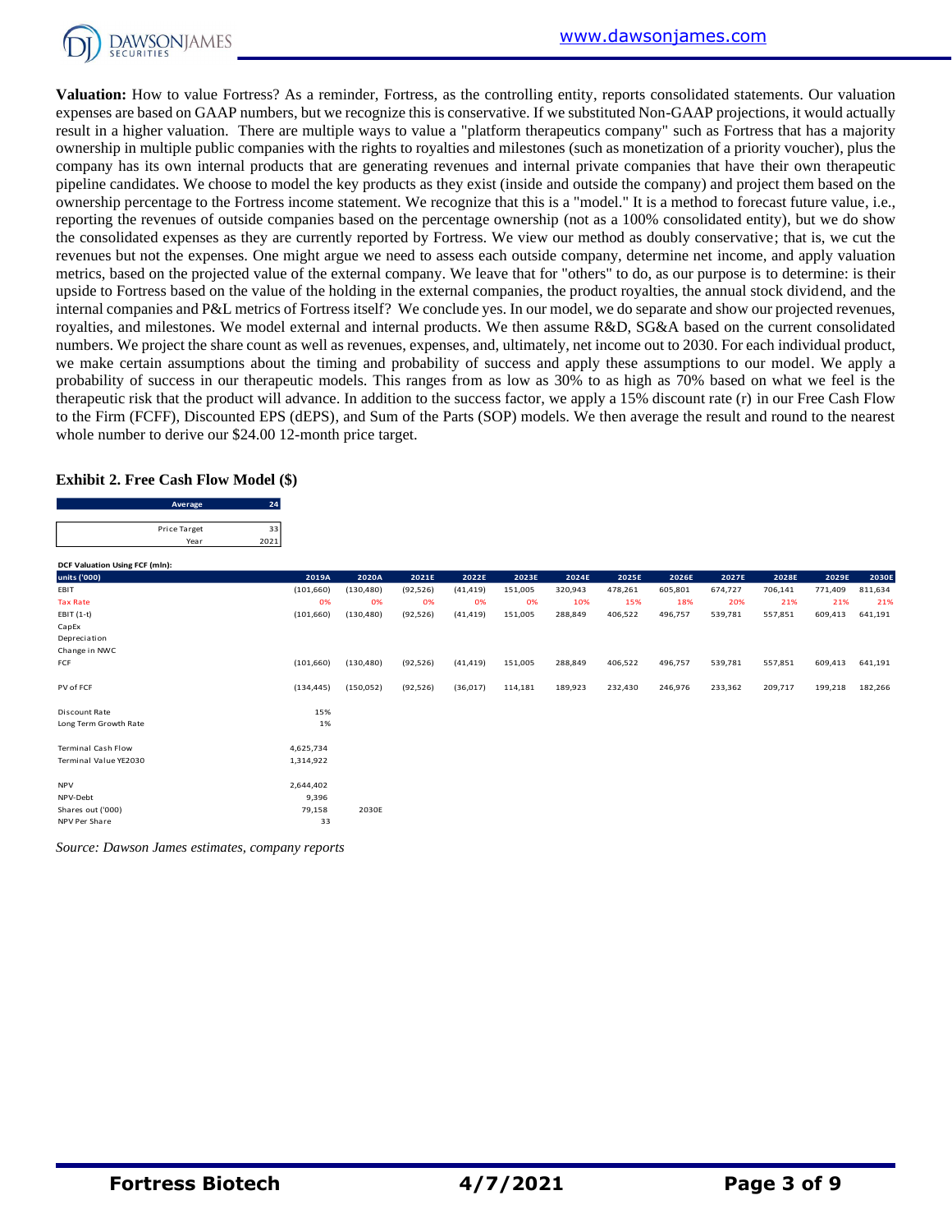**Valuation:** How to value Fortress? As a reminder, Fortress, as the controlling entity, reports consolidated statements. Our valuation expenses are based on GAAP numbers, but we recognize this is conservative. If we substituted Non-GAAP projections, it would actually result in a higher valuation. There are multiple ways to value a "platform therapeutics company" such as Fortress that has a majority ownership in multiple public companies with the rights to royalties and milestones (such as monetization of a priority voucher), plus the company has its own internal products that are generating revenues and internal private companies that have their own therapeutic pipeline candidates. We choose to model the key products as they exist (inside and outside the company) and project them based on the ownership percentage to the Fortress income statement. We recognize that this is a "model." It is a method to forecast future value, i.e., reporting the revenues of outside companies based on the percentage ownership (not as a 100% consolidated entity), but we do show the consolidated expenses as they are currently reported by Fortress. We view our method as doubly conservative; that is, we cut the revenues but not the expenses. One might argue we need to assess each outside company, determine net income, and apply valuation metrics, based on the projected value of the external company. We leave that for "others" to do, as our purpose is to determine: is their upside to Fortress based on the value of the holding in the external companies, the product royalties, the annual stock dividend, and the internal companies and P&L metrics of Fortress itself? We conclude yes. In our model, we do separate and show our projected revenues, royalties, and milestones. We model external and internal products. We then assume R&D, SG&A based on the current consolidated numbers. We project the share count as well as revenues, expenses, and, ultimately, net income out to 2030. For each individual product, we make certain assumptions about the timing and probability of success and apply these assumptions to our model. We apply a probability of success in our therapeutic models. This ranges from as low as 30% to as high as 70% based on what we feel is the therapeutic risk that the product will advance. In addition to the success factor, we apply a 15% discount rate (r) in our Free Cash Flow to the Firm (FCFF), Discounted EPS (dEPS), and Sum of the Parts (SOP) models. We then average the result and round to the nearest whole number to derive our $24.00 12-month price target.

### Exhibit 2. Free Cash Flow Model ($)

| Average | 24 |
|---|---|
| Price Target | 33 |
| Year | 2021 |

DCF Valuation Using FCF (mln):

| units ('000) | 2019A | 2020A | 2021E | 2022E | 2023E | 2024E | 2025E | 2026E | 2027E | 2028E | 2029E | 2030E |
|---|---|---|---|---|---|---|---|---|---|---|---|---|
| EBIT | (101,660) | (130,480) | (92,526) | (41,419) | 151,005 | 320,943 | 478,261 | 605,801 | 674,727 | 706,141 | 771,409 | 811,634 |
| Tax Rate | 0% | 0% | 0% | 0% | 0% | 10% | 15% | 18% | 20% | 21% | 21% | 21% |
| EBIT (1-t) | (101,660) | (130,480) | (92,526) | (41,419) | 151,005 | 288,849 | 406,522 | 496,757 | 539,781 | 557,851 | 609,413 | 641,191 |
| CapEx | | | | | | | | | | | | |
| Depreciation | | | | | | | | | | | | |
| Change in NWC | | | | | | | | | | | | |
| FCF | (101,660) | (130,480) | (92,526) | (41,419) | 151,005 | 288,849 | 406,522 | 496,757 | 539,781 | 557,851 | 609,413 | 641,191 |
| | | | | | | | | | | | | |
| PV of FCF | (134,445) | (150,052) | (92,526) | (36,017) | 114,181 | 189,923 | 232,430 | 246,976 | 233,362 | 209,717 | 199,218 | 182,266 |
| | | | | | | | | | | | | |
| Discount Rate | 15% | | | | | | | | | | | |
| Long Term Growth Rate | 1% | | | | | | | | | | | |
| | | | | | | | | | | | | |
| Terminal Cash Flow | 4,625,734 | | | | | | | | | | | |
| Terminal Value YE2030 | 1,314,922 | | | | | | | | | | | |
| | | | | | | | | | | | | |
| NPV | 2,644,402 | | | | | | | | | | | |
| NPV-Debt | 9,396 | | | | | | | | | | | |
| Shares out ('000) | 79,158 | 2030E | | | | | | | | | | |
| NPV Per Share | 33 | | | | | | | | | | | |

*Source: Dawson James estimates, company reports*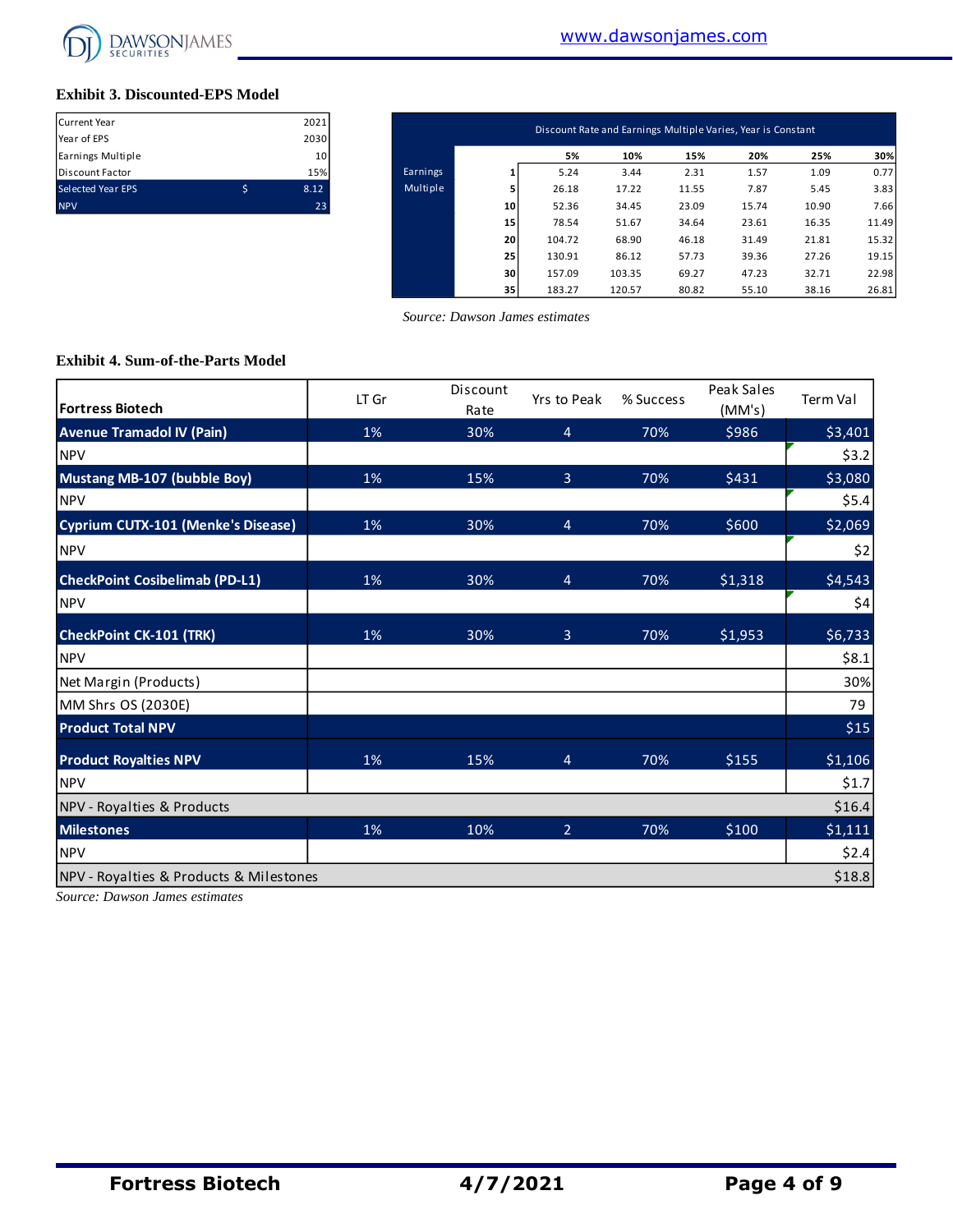### Exhibit 3. Discounted-EPS Model

| | | |
|---|---|---|
| Current Year | | 2021 |
| Year of EPS | | 2030 |
| Earnings Multiple | | 10 |
| Discount Factor | | 15% |
| Selected Year EPS | $ | 8.12 |
| NPV | | 23 |

| | Discount Rate and Earnings Multiple Varies, Year is Constant | | | | | | |
|---|---|---|---|---|---|---|---|
| | | 5% | 10% | 15% | 20% | 25% | 30% |
| Earnings Multiple | 1 | 5.24 | 3.44 | 2.31 | 1.57 | 1.09 | 0.77 |
| | 5 | 26.18 | 17.22 | 11.55 | 7.87 | 5.45 | 3.83 |
| | 10 | 52.36 | 34.45 | 23.09 | 15.74 | 10.90 | 7.66 |
| | 15 | 78.54 | 51.67 | 34.64 | 23.61 | 16.35 | 11.49 |
| | 20 | 104.72 | 68.90 | 46.18 | 31.49 | 21.81 | 15.32 |
| | 25 | 130.91 | 86.12 | 57.73 | 39.36 | 27.26 | 19.15 |
| | 30 | 157.09 | 103.35 | 69.27 | 47.23 | 32.71 | 22.98 |
| | 35 | 183.27 | 120.57 | 80.82 | 55.10 | 38.16 | 26.81 |

*Source: Dawson James estimates*

### Exhibit 4. Sum-of-the-Parts Model

| Fortress Biotech | LT Gr | Discount Rate | Yrs to Peak | % Success | Peak Sales (MM's) | Term Val |
|---|---|---|---|---|---|---|
| **Avenue Tramadol IV (Pain)** | 1% | 30% | 4 | 70% | $986 | $3,401 |
| NPV | | | | | | $3.2 |
| **Mustang MB-107 (bubble Boy)** | 1% | 15% | 3 | 70% | $431 | $3,080 |
| NPV | | | | | | $5.4 |
| **Cyprium CUTX-101 (Menke's Disease)** | 1% | 30% | 4 | 70% | $600 | $2,069 |
| NPV | | | | | | $2 |
| **CheckPoint Cosibelimab (PD-L1)** | 1% | 30% | 4 | 70% | $1,318 | $4,543 |
| NPV | | | | | | $4 |
| **CheckPoint CK-101 (TRK)** | 1% | 30% | 3 | 70% | $1,953 | $6,733 |
| NPV | | | | | | $8.1 |
| Net Margin (Products) | | | | | | 30% |
| MM Shrs OS (2030E) | | | | | | 79 |
| **Product Total NPV** | | | | | | $15 |
| **Product Royalties NPV** | 1% | 15% | 4 | 70% | $155 | $1,106 |
| NPV | | | | | | $1.7 |
| NPV - Royalties & Products | | | | | | $16.4 |
| **Milestones** | 1% | 10% | 2 | 70% | $100 | $1,111 |
| NPV | | | | | | $2.4 |
| NPV - Royalties & Products & Milestones | | | | | | $18.8 |

*Source: Dawson James estimates*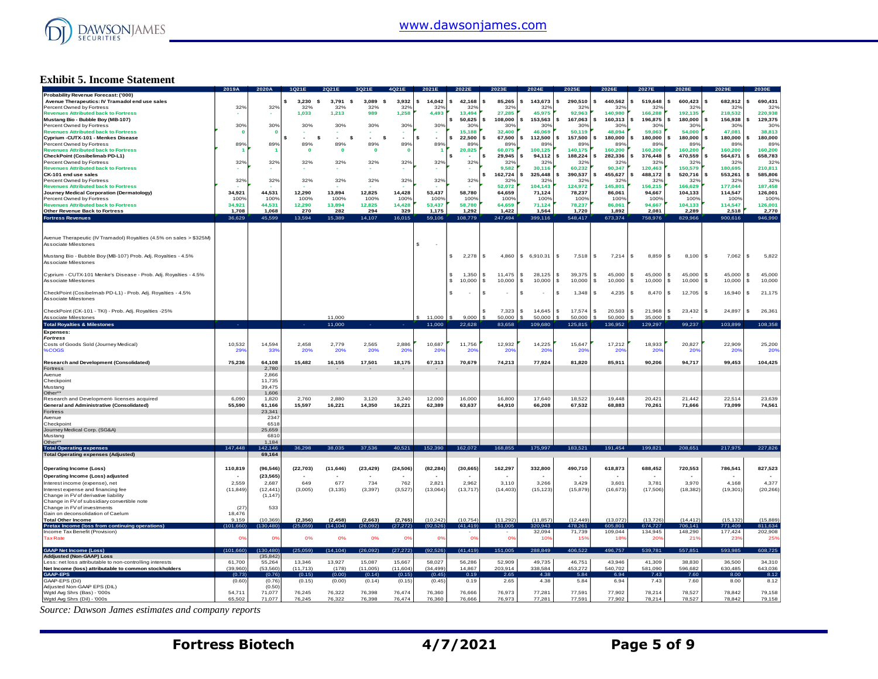## Exhibit 5. Income Statement

| | 2019A | 2020A | 1Q21E | 2Q21E | 3Q21E | 4Q21E | 2021E | 2022E | 2023E | 2024E | 2025E | 2026E | 2027E | 2028E | 2029E | 2030E |
|---|---|---|---|---|---|---|---|---|---|---|---|---|---|---|---|---|
| **Probability Revenue Forecast: ('000)** | | | | | | | | | | | | | | | | |
| **Avenue Therapeutics: IV Tramadol end use sales** | | | $ 3,230 | $ 3,791 | $ 3,089 | $ 3,932 | $ 14,042 | $ 42,168 | $ 85,265 | $ 143,673 | $ 290,510 | $ 440,562 | $ 519,648 | $ 600,423 | $ 682,912 | $ 690,431 |
| Percent Owned by Fortress | 32% | 32% | 32% | 32% | 32% | 32% | 32% | 32% | 32% | 32% | 32% | 32% | 32% | 32% | 32% | 32% |
| **Revenues Attributed back to Fortress** | - | - | 1,033 | 1,213 | 989 | 1,258 | 4,493 | 13,494 | 27,285 | 45,975 | 92,963 | 140,980 | 166,288 | 192,135 | 218,532 | 220,938 |
| **Mustang Bio - Bubble Boy (MB-107)** | | | | | | | | $ 50,625 | $ 108,000 | $ 153,563 | $ 167,063 | $ 160,313 | $ 196,875 | $ 180,000 | $ 156,938 | $ 129,375 |
| Percent Owned by Fortress | 30% | 30% | 30% | 30% | 30% | 30% | 30% | 30% | 30% | 30% | 30% | 30% | 30% | 30% | 30% | 30% |
| **Revenues Attributed back to Fortress** | 0 | 0 | - | - | - | - | - | 15,188 | 32,400 | 46,069 | 50,119 | 48,094 | 59,063 | 54,000 | 47,081 | 38,813 |
| **Cyprium -CUTX-101 - Menkes Disease** | | | $ - | $ - | $ - | $ - | $ - | $ 22,500 | $ 67,500 | $ 112,500 | $ 157,500 | $ 180,000 | $ 180,000 | $ 180,000 | $ 180,000 | $ 180,000 |
| Percent Owned by Fortress | 89% | 89% | 89% | 89% | 89% | 89% | 89% | 89% | 89% | 89% | 89% | 89% | 89% | 89% | 89% | 89% |
| **Revenues Attributed back to Fortress** | 1 | 1 | 0 | 0 | 0 | 0 | 1 | 20,025 | 60,075 | 100,125 | 140,175 | 160,200 | 160,200 | 160,200 | 160,200 | 160,200 |
| **CheckPoint (Cosibelimab PD-L1)** | | | | | | | | $ - | $ 29,945 | $ 94,112 | $ 188,224 | $ 282,336 | $ 376,448 | $ 470,559 | $ 564,671 | $ 658,783 |
| Percent Owned by Fortress | 32% | 32% | 32% | 32% | 32% | 32% | 32% | 32% | 32% | 32% | 32% | 32% | 32% | 32% | 32% | 32% |
| **Revenues Attributed back to Fortress** | - | - | - | - | - | - | - | - | 9,582 | 30,116 | 60,232 | 90,347 | 120,463 | 150,579 | 180,695 | 210,811 |
| **CK-101 end use sales** | | | | | | | | | $ 162,724 | $ 325,448 | $ 390,537 | $ 455,627 | $ 488,172 | $ 520,716 | $ 553,261 | $ 585,806 |
| Percent Owned by Fortress | 32% | 32% | 32% | 32% | 32% | 32% | 32% | 32% | 32% | 32% | 32% | 32% | 32% | 32% | 32% | 32% |
| **Revenues Attributed back to Fortress** | - | - | - | - | - | - | - | - | 52,072 | 104,143 | 124,972 | 145,801 | 156,215 | 166,629 | 177,044 | 187,458 |
| **Journey Medical Corporation (Dermatology)** | 34,921 | 44,531 | 12,290 | 13,894 | 12,825 | 14,428 | 53,437 | 58,780 | 64,659 | 71,124 | 78,237 | 86,061 | 94,667 | 104,133 | 114,547 | 126,001 |
| Percent Owned by Fortress | 100% | 100% | 100% | 100% | 100% | 100% | 100% | 100% | 100% | 100% | 100% | 100% | 100% | 100% | 100% | 100% |
| **Revenues Attributed back to Fortress** | 34,921 | 44,531 | 12,290 | 13,894 | 12,825 | 14,428 | 53,437 | 58,780 | 64,659 | 71,124 | 78,237 | 86,061 | 94,667 | 104,133 | 114,547 | 126,001 |
| **Other Revenue Back to Fortress** | 1,708 | 1,068 | 270 | 282 | 294 | 329 | 1,175 | 1,292 | 1,422 | 1,564 | 1,720 | 1,892 | 2,081 | 2,289 | 2,518 | 2,770 |
| **Fortress Revenues** | 36,629 | 45,599 | 13,594 | 15,389 | 14,107 | 16,015 | 59,106 | 108,779 | 247,494 | 399,116 | 548,417 | 673,374 | 758,976 | 829,966 | 900,616 | 946,990 |
| | | | | | | | | | | | | | | | | |
| Avenue Therapeutic (IV Tramadol) Royalties (4.5% on sales > $325M) | | | | | | | | | | | | | | | | |
| Associate Milestones | | | | | | | $ - | | | | | | | | | |
| Mustang Bio - Bubble Boy (MB-107) Prob. Adj. Royalties - 4.5% | | | | | | | | $ 2,278 | $ 4,860 | $ 6,910.31 | $ 7,518 | $ 7,214 | $ 8,859 | $ 8,100 | $ 7,062 | $ 5,822 |
| Associate Milestones | | | | | | | | | | | | | | | | |
| Cyprium - CUTX-101 Menke's Disease - Prob. Adj. Royalties - 4.5% | | | | | | | | $ 1,350 | $ 11,475 | $ 28,125 | $ 39,375 | $ 45,000 | $ 45,000 | $ 45,000 | $ 45,000 | $ 45,000 |
| Associate Milestones | | | | | | | | $ 10,000 | $ 10,000 | $ 10,000 | $ 10,000 | $ 10,000 | $ 10,000 | $ 10,000 | $ 10,000 | $ 10,000 |
| CheckPoint (Cosibelimab PD-L1) Prob. Adj. Royalties - 4.5% | | | | | | | | $ - | $ - | $ - | $ 1,348 | $ 4,235 | $ 8,470 | $ 12,705 | $ 16,940 | $ 21,175 |
| Associate Milestones | | | | | | | | | | | | | | | | |
| CheckPoint (CK-101 - TKI) - Prob. Adj. Royalties -25% | | | | | | | | | $ 7,323 | $ 14,645 | $ 17,574 | $ 20,503 | $ 21,968 | $ 23,432 | $ 24,897 | $ 26,361 |
| Associate Milestones | | | | 11,000 | | | $ 11,000 | $ 9,000 | $ 50,000 | $ 50,000 | $ 50,000 | $ 50,000 | $ 35,000 | $ - | | |
| **Total Royalties & Milestones** | - | | - | 11,000 | - | - | 11,000 | 22,628 | 83,658 | 109,680 | 125,815 | 136,952 | 129,297 | 99,237 | 103,899 | 108,358 |
| **Expenses:** | | | | | | | | | | | | | | | | |
| ***Fortress*** | | | | | | | | | | | | | | | | |
| Costs of Goods Sold (Journey Medical) | 10,532 | 14,594 | 2,458 | 2,779 | 2,565 | 2,886 | 10,687 | 11,756 | 12,932 | 14,225 | 15,647 | 17,212 | 18,933 | 20,827 | 22,909 | 25,200 |
| %COGS | 29% | 33% | 20% | 20% | 20% | 20% | 20% | 20% | 20% | 20% | 20% | 20% | 20% | 20% | 20% | 20% |
| **Research and Development (Consolidated)** | 75,236 | 64,108 | 15,482 | 16,155 | 17,501 | 18,175 | 67,313 | 70,679 | 74,213 | 77,924 | 81,820 | 85,911 | 90,206 | 94,717 | 99,453 | 104,425 |
| Fortress | | 2,780 | - | - | - | - | - | | | | | | | | | |
| Avenue | | 2,866 | | | | | | | | | | | | | | |
| Checkpoint | | 11,735 | | | | | | | | | | | | | | |
| Mustang | | 39,475 | | | | | | | | | | | | | | |
| Other** | | 1,606 | | | | | | | | | | | | | | |
| Research and Development- licenses acquired | 6,090 | 1,820 | 2,760 | 2,880 | 3,120 | 3,240 | 12,000 | 16,000 | 16,800 | 17,640 | 18,522 | 19,448 | 20,421 | 21,442 | 22,514 | 23,639 |
| **General and Administrative (Consolidated)** | 55,590 | 61,166 | 15,597 | 16,221 | 14,350 | 16,221 | 62,389 | 63,637 | 64,910 | 66,208 | 67,532 | 68,883 | 70,261 | 71,666 | 73,099 | 74,561 |
| Fortress | | 23,341 | | | | | | | | | | | | | | |
| Avenue | | 2347 | | | | | | | | | | | | | | |
| Checkpoint | | 6518 | | | | | | | | | | | | | | |
| Journey Medical Corp. (SG&A) | | 25,659 | | | | | | | | | | | | | | |
| Mustang | | 6810 | | | | | | | | | | | | | | |
| Other** | | 1,184 | | | | | | | | | | | | | | |
| **Total Operating expenses** | 147,448 | 142,146 | 36,298 | 38,035 | 37,536 | 40,521 | 152,390 | 162,072 | 168,855 | 175,997 | 183,521 | 191,454 | 199,821 | 208,651 | 217,975 | 227,826 |
| **Total Operating expenses (Adjusted)** | | 69,164 | | | | | | | | | | | | | | |
| | | | | | | | | | | | | | | | | |
| **Operating Income (Loss)** | 110,819 | (96,546) | (22,703) | (11,646) | (23,429) | (24,506) | (82,284) | (30,665) | 162,297 | 332,800 | 490,710 | 618,873 | 688,452 | 720,553 | 786,541 | 827,523 |
| **Operating Income (Loss) adjusted** | | (23,565) | - | - | - | - | - | - | - | - | - | - | - | - | - | - |
| Interest income (expense), net | 2,559 | 2,687 | 649 | 677 | 734 | 762 | 2,821 | 2,962 | 3,110 | 3,266 | 3,429 | 3,601 | 3,781 | 3,970 | 4,168 | 4,377 |
| Interest expense and financing fee | (11,849) | (12,441) | (3,005) | (3,135) | (3,397) | (3,527) | (13,064) | (13,717) | (14,403) | (15,123) | (15,879) | (16,673) | (17,506) | (18,382) | (19,301) | (20,266) |
| Change in FV of derivative liability | | (1,147) | | | | | | | | | | | | | | |
| Change in FV of subsidiary convertible note | | | | | | | | | | | | | | | | |
| Change in FV of investments | (27) | 533 | | | | | | | | | | | | | | |
| Gain on deconsolidation of Caelum | 18,476 | | | | | | | | | | | | | | | |
| **Total Other Income** | 9,159 | (10,369) | (2,356) | (2,458) | (2,663) | (2,765) | (10,242) | (10,754) | (11,292) | (11,857) | (12,449) | (13,072) | (13,726) | (14,412) | (15,132) | (15,889) |
| **Pretax Income (loss from continuing operations)** | (101,660) | (130,480) | (25,059) | (14,104) | (26,092) | (27,272) | (92,526) | (41,419) | 151,005 | 320,943 | 478,261 | 605,801 | 674,727 | 706,141 | 771,409 | 811,634 |
| Income Tax Benefit (Provision) | | | | | | | | - | - | 32,094 | 71,739 | 109,044 | 134,945 | 148,290 | 177,424 | 202,908 |
| Tax Rate | 0% | 0% | 0% | 0% | 0% | 0% | 0% | 0% | 0% | 10% | 15% | 18% | 20% | 21% | 23% | 25% |
| | | | | | | | | | | | | | | | | |
| **GAAP Net Income (Loss)** | (101,660) | (130,480) | (25,059) | (14,104) | (26,092) | (27,272) | (92,526) | (41,419) | 151,005 | 288,849 | 406,522 | 496,757 | 539,781 | 557,851 | 593,985 | 608,725 |
| **Addjusted (Non-GAAP) Loss** | | (35,842) | | | | | | | | | | | | | | |
| Less: net loss attributable to non-controlling interests | 61,700 | 55,264 | 13,346 | 13,927 | 15,087 | 15,667 | 58,027 | 56,286 | 52,909 | 49,735 | 46,751 | 43,946 | 41,309 | 38,830 | 36,500 | 34,310 |
| **Net Income (loss) attributable to common stockholders** | (39,960) | (53,560) | (11,713) | (178) | (11,005) | (11,604) | (34,499) | 14,867 | 203,914 | 338,584 | 453,272 | 540,702 | 581,090 | 596,682 | 630,485 | 643,036 |
| **GAAP-EPS** | (0.73) | (0.76) | (0.15) | (0.00) | (0.14) | (0.15) | (0.45) | 0.19 | 2.65 | 4.38 | 5.84 | 6.94 | 7.43 | 7.60 | 8.00 | 8.12 |
| GAAP-EPS (Dil) | (0.60) | (0.76) | (0.15) | (0.00) | (0.14) | (0.15) | (0.45) | 0.19 | 2.65 | 4.38 | 5.84 | 6.94 | 7.43 | 7.60 | 8.00 | 8.12 |
| Adjusted Non-GAAP EPS (DIL) | | (0.50) | | | | | | | | | | | | | | |
| Wgtd Avg Shrs (Bas) - '000s | 54,711 | 71,077 | 76,245 | 76,322 | 76,398 | 76,474 | 76,360 | 76,666 | 76,973 | 77,281 | 77,591 | 77,902 | 78,214 | 78,527 | 78,842 | 79,158 |
| Wgtd Avg Shrs (Dil) - '000s | 65,502 | 71,077 | 76,245 | 76,322 | 76,398 | 76,474 | 76,360 | 76,666 | 76,973 | 77,281 | 77,591 | 77,902 | 78,214 | 78,527 | 78,842 | 79,158 |

*Source: Dawson James estimates and company reports*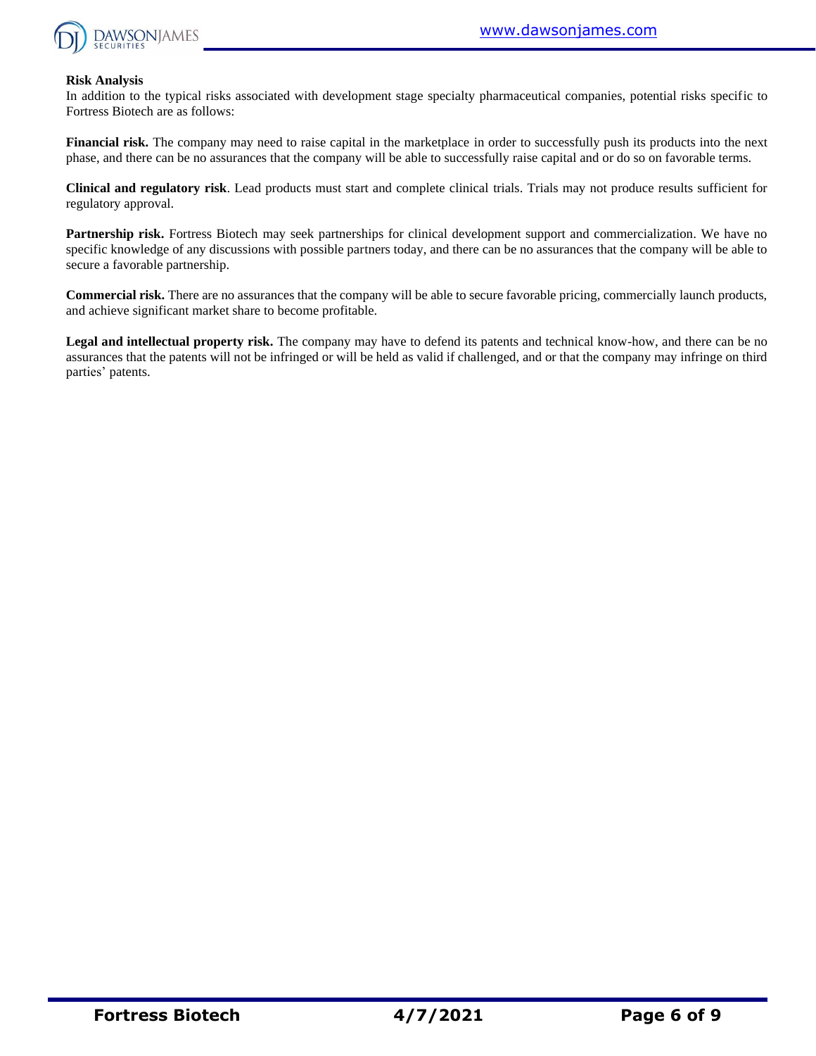**Risk Analysis**

In addition to the typical risks associated with development stage specialty pharmaceutical companies, potential risks specific to Fortress Biotech are as follows:

**Financial risk.** The company may need to raise capital in the marketplace in order to successfully push its products into the next phase, and there can be no assurances that the company will be able to successfully raise capital and or do so on favorable terms.

**Clinical and regulatory risk**. Lead products must start and complete clinical trials. Trials may not produce results sufficient for regulatory approval.

**Partnership risk.** Fortress Biotech may seek partnerships for clinical development support and commercialization. We have no specific knowledge of any discussions with possible partners today, and there can be no assurances that the company will be able to secure a favorable partnership.

**Commercial risk.** There are no assurances that the company will be able to secure favorable pricing, commercially launch products, and achieve significant market share to become profitable.

**Legal and intellectual property risk.** The company may have to defend its patents and technical know-how, and there can be no assurances that the patents will not be infringed or will be held as valid if challenged, and or that the company may infringe on third parties' patents.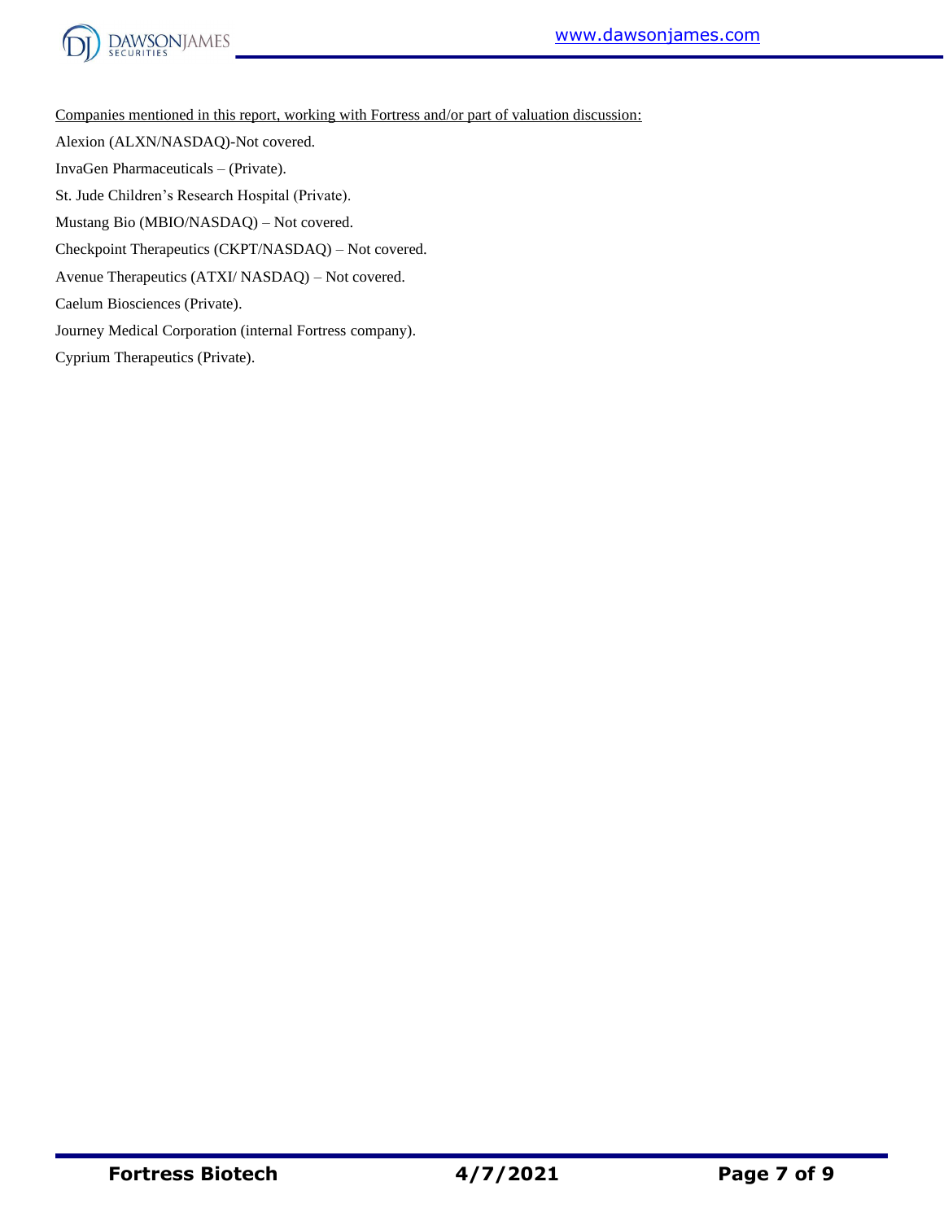Companies mentioned in this report, working with Fortress and/or part of valuation discussion:

Alexion (ALXN/NASDAQ)-Not covered.

InvaGen Pharmaceuticals – (Private).

St. Jude Children's Research Hospital (Private).

Mustang Bio (MBIO/NASDAQ) – Not covered.

Checkpoint Therapeutics (CKPT/NASDAQ) – Not covered.

Avenue Therapeutics (ATXI/ NASDAQ) – Not covered.

Caelum Biosciences (Private).

Journey Medical Corporation (internal Fortress company).

Cyprium Therapeutics (Private).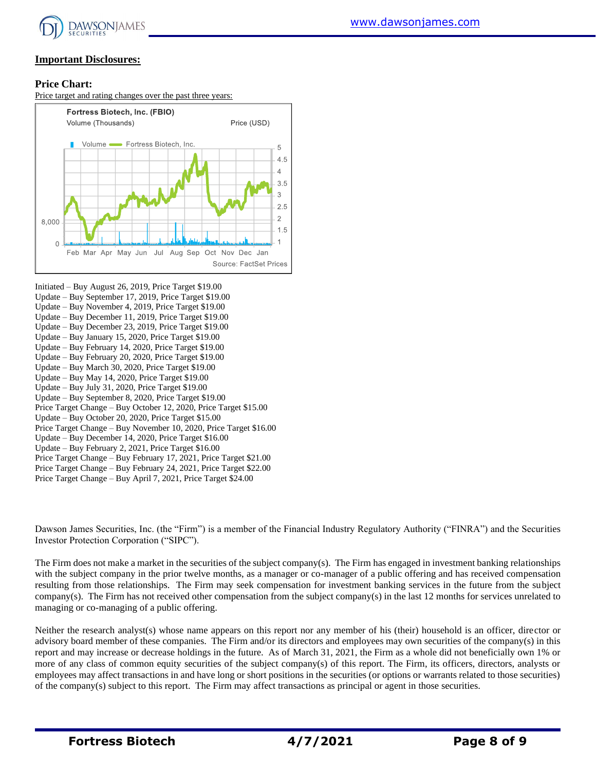## Important Disclosures:

### Price Chart:

Price target and rating changes over the past three years:

Initiated – Buy August 26, 2019, Price Target $19.00
Update – Buy September 17, 2019, Price Target $19.00
Update – Buy November 4, 2019, Price Target $19.00
Update – Buy December 11, 2019, Price Target $19.00
Update – Buy December 23, 2019, Price Target $19.00
Update – Buy January 15, 2020, Price Target $19.00
Update – Buy February 14, 2020, Price Target $19.00
Update – Buy February 20, 2020, Price Target $19.00
Update – Buy March 30, 2020, Price Target $19.00
Update – Buy May 14, 2020, Price Target $19.00
Update – Buy July 31, 2020, Price Target $19.00
Update – Buy September 8, 2020, Price Target $19.00
Price Target Change – Buy October 12, 2020, Price Target $15.00
Update – Buy October 20, 2020, Price Target $15.00
Price Target Change – Buy November 10, 2020, Price Target $16.00
Update – Buy December 14, 2020, Price Target $16.00
Update – Buy February 2, 2021, Price Target $16.00
Price Target Change – Buy February 17, 2021, Price Target $21.00
Price Target Change – Buy February 24, 2021, Price Target $22.00
Price Target Change – Buy April 7, 2021, Price Target $24.00

Dawson James Securities, Inc. (the "Firm") is a member of the Financial Industry Regulatory Authority ("FINRA") and the Securities Investor Protection Corporation ("SIPC").

The Firm does not make a market in the securities of the subject company(s). The Firm has engaged in investment banking relationships with the subject company in the prior twelve months, as a manager or co-manager of a public offering and has received compensation resulting from those relationships. The Firm may seek compensation for investment banking services in the future from the subject company(s). The Firm has not received other compensation from the subject company(s) in the last 12 months for services unrelated to managing or co-managing of a public offering.

Neither the research analyst(s) whose name appears on this report nor any member of his (their) household is an officer, director or advisory board member of these companies. The Firm and/or its directors and employees may own securities of the company(s) in this report and may increase or decrease holdings in the future. As of March 31, 2021, the Firm as a whole did not beneficially own 1% or more of any class of common equity securities of the subject company(s) of this report. The Firm, its officers, directors, analysts or employees may affect transactions in and have long or short positions in the securities (or options or warrants related to those securities) of the company(s) subject to this report. The Firm may affect transactions as principal or agent in those securities.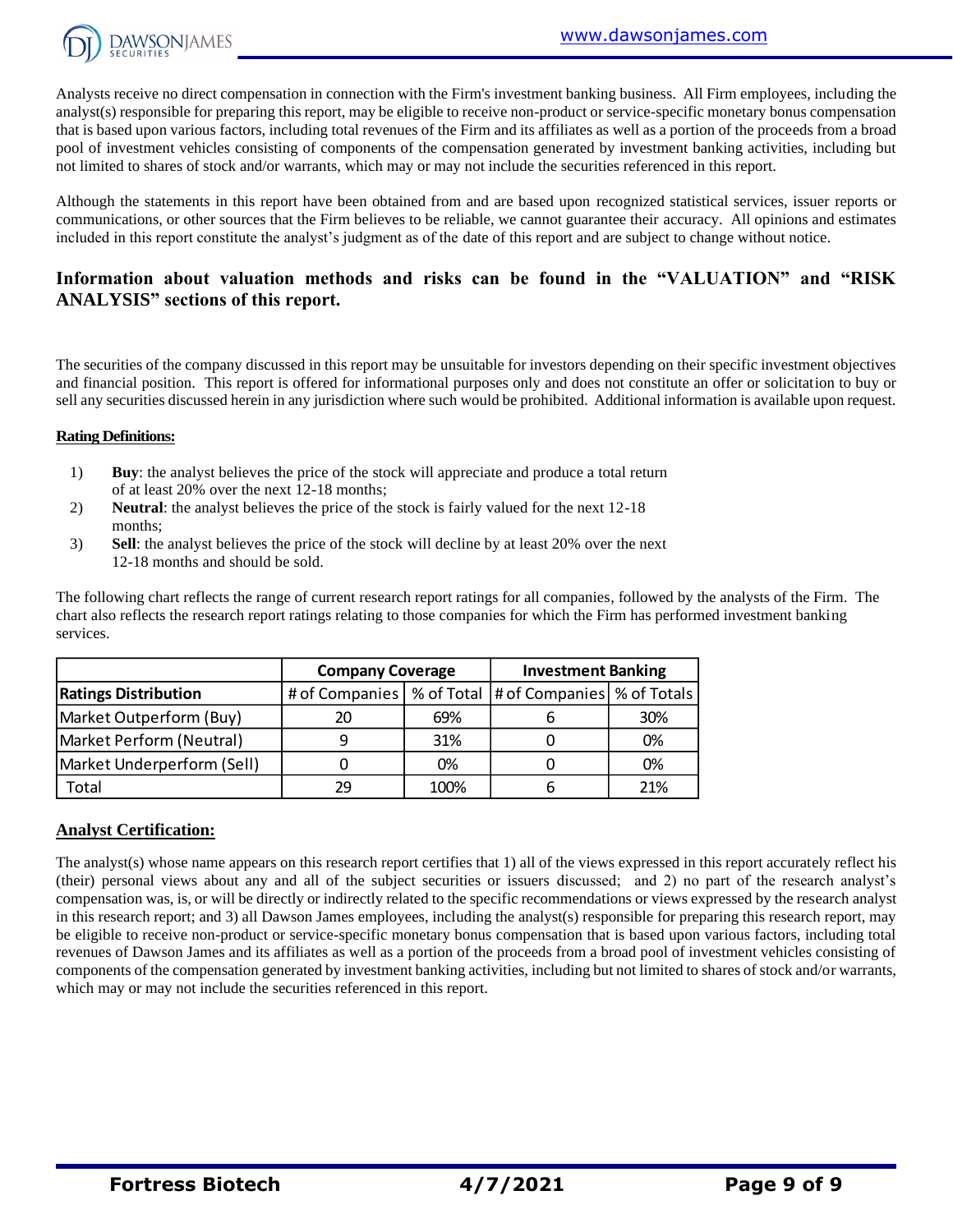Analysts receive no direct compensation in connection with the Firm's investment banking business. All Firm employees, including the analyst(s) responsible for preparing this report, may be eligible to receive non-product or service-specific monetary bonus compensation that is based upon various factors, including total revenues of the Firm and its affiliates as well as a portion of the proceeds from a broad pool of investment vehicles consisting of components of the compensation generated by investment banking activities, including but not limited to shares of stock and/or warrants, which may or may not include the securities referenced in this report.

Although the statements in this report have been obtained from and are based upon recognized statistical services, issuer reports or communications, or other sources that the Firm believes to be reliable, we cannot guarantee their accuracy. All opinions and estimates included in this report constitute the analyst's judgment as of the date of this report and are subject to change without notice.

**Information about valuation methods and risks can be found in the "VALUATION" and "RISK ANALYSIS" sections of this report.**

The securities of the company discussed in this report may be unsuitable for investors depending on their specific investment objectives and financial position. This report is offered for informational purposes only and does not constitute an offer or solicitation to buy or sell any securities discussed herein in any jurisdiction where such would be prohibited. Additional information is available upon request.

**Rating Definitions:**

1) **Buy**: the analyst believes the price of the stock will appreciate and produce a total return of at least 20% over the next 12-18 months;
2) **Neutral**: the analyst believes the price of the stock is fairly valued for the next 12-18 months;
3) **Sell**: the analyst believes the price of the stock will decline by at least 20% over the next 12-18 months and should be sold.

The following chart reflects the range of current research report ratings for all companies, followed by the analysts of the Firm. The chart also reflects the research report ratings relating to those companies for which the Firm has performed investment banking services.

| | Company Coverage | | Investment Banking | |
|---|---|---|---|---|
| **Ratings Distribution** | # of Companies | % of Total | # of Companies | % of Totals |
| Market Outperform (Buy) | 20 | 69% | 6 | 30% |
| Market Perform (Neutral) | 9 | 31% | 0 | 0% |
| Market Underperform (Sell) | 0 | 0% | 0 | 0% |
| Total | 29 | 100% | 6 | 21% |

**Analyst Certification:**

The analyst(s) whose name appears on this research report certifies that 1) all of the views expressed in this report accurately reflect his (their) personal views about any and all of the subject securities or issuers discussed; and 2) no part of the research analyst's compensation was, is, or will be directly or indirectly related to the specific recommendations or views expressed by the research analyst in this research report; and 3) all Dawson James employees, including the analyst(s) responsible for preparing this research report, may be eligible to receive non-product or service-specific monetary bonus compensation that is based upon various factors, including total revenues of Dawson James and its affiliates as well as a portion of the proceeds from a broad pool of investment vehicles consisting of components of the compensation generated by investment banking activities, including but not limited to shares of stock and/or warrants, which may or may not include the securities referenced in this report.